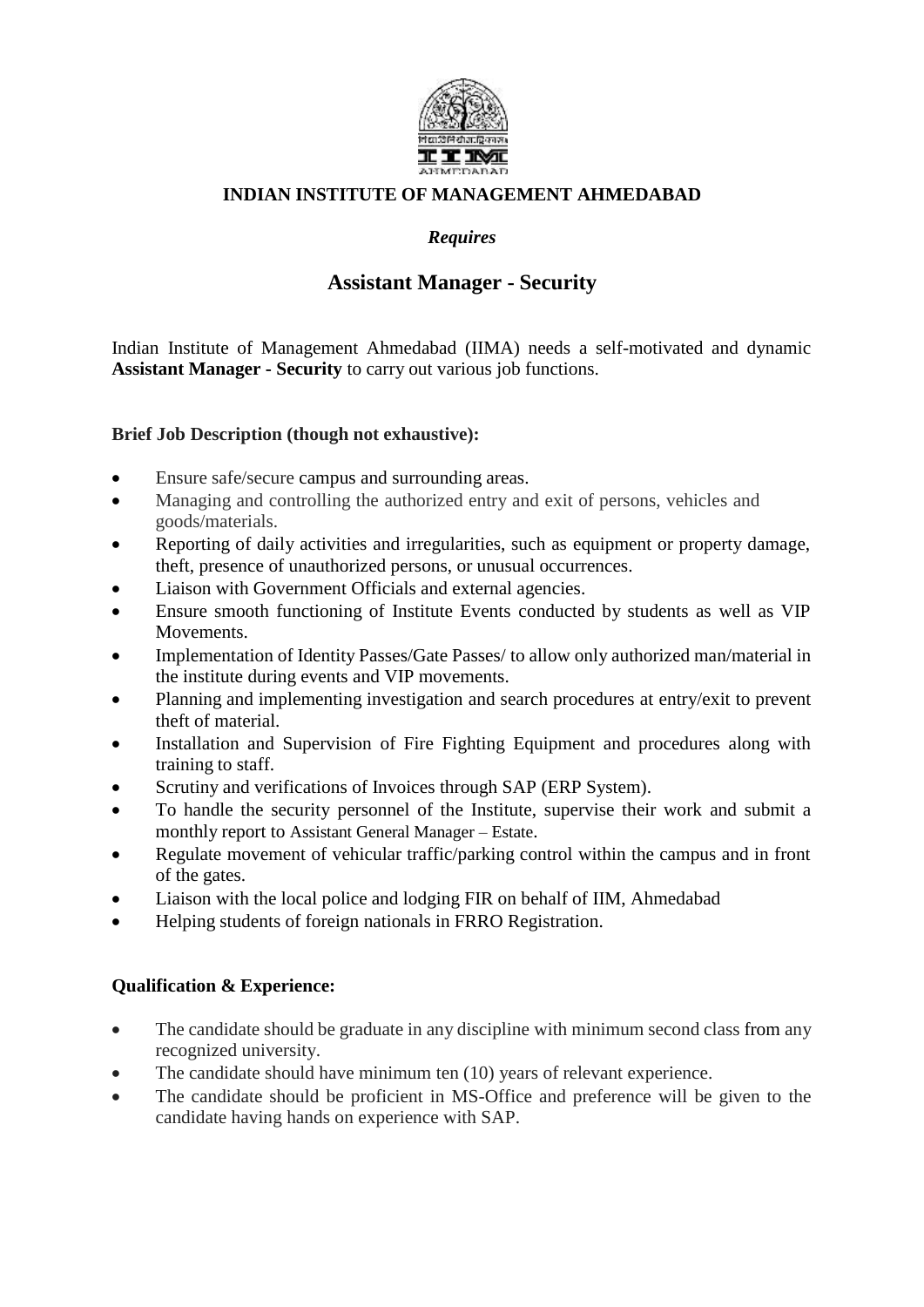# INDIAN INSTITUTE OF MANAGEMENT AHMEDABAD

*Requires*

## Assistant Manager - Security

Indian Institute of Management Ahmedabad (IIMA) needs a self-motivated and dynamic **Assistant Manager - Security** to carry out various job functions.

**Brief Job Description (though not exhaustive):**

- Ensure safe/secure campus and surrounding areas.
- Managing and controlling the authorized entry and exit of persons, vehicles and goods/materials.
- Reporting of daily activities and irregularities, such as equipment or property damage, theft, presence of unauthorized persons, or unusual occurrences.
- Liaison with Government Officials and external agencies.
- Ensure smooth functioning of Institute Events conducted by students as well as VIP Movements.
- Implementation of Identity Passes/Gate Passes/ to allow only authorized man/material in the institute during events and VIP movements.
- Planning and implementing investigation and search procedures at entry/exit to prevent theft of material.
- Installation and Supervision of Fire Fighting Equipment and procedures along with training to staff.
- Scrutiny and verifications of Invoices through SAP (ERP System).
- To handle the security personnel of the Institute, supervise their work and submit a monthly report to Assistant General Manager – Estate.
- Regulate movement of vehicular traffic/parking control within the campus and in front of the gates.
- Liaison with the local police and lodging FIR on behalf of IIM, Ahmedabad
- Helping students of foreign nationals in FRRO Registration.

**Qualification & Experience:**

- The candidate should be graduate in any discipline with minimum second class from any recognized university.
- The candidate should have minimum ten (10) years of relevant experience.
- The candidate should be proficient in MS-Office and preference will be given to the candidate having hands on experience with SAP.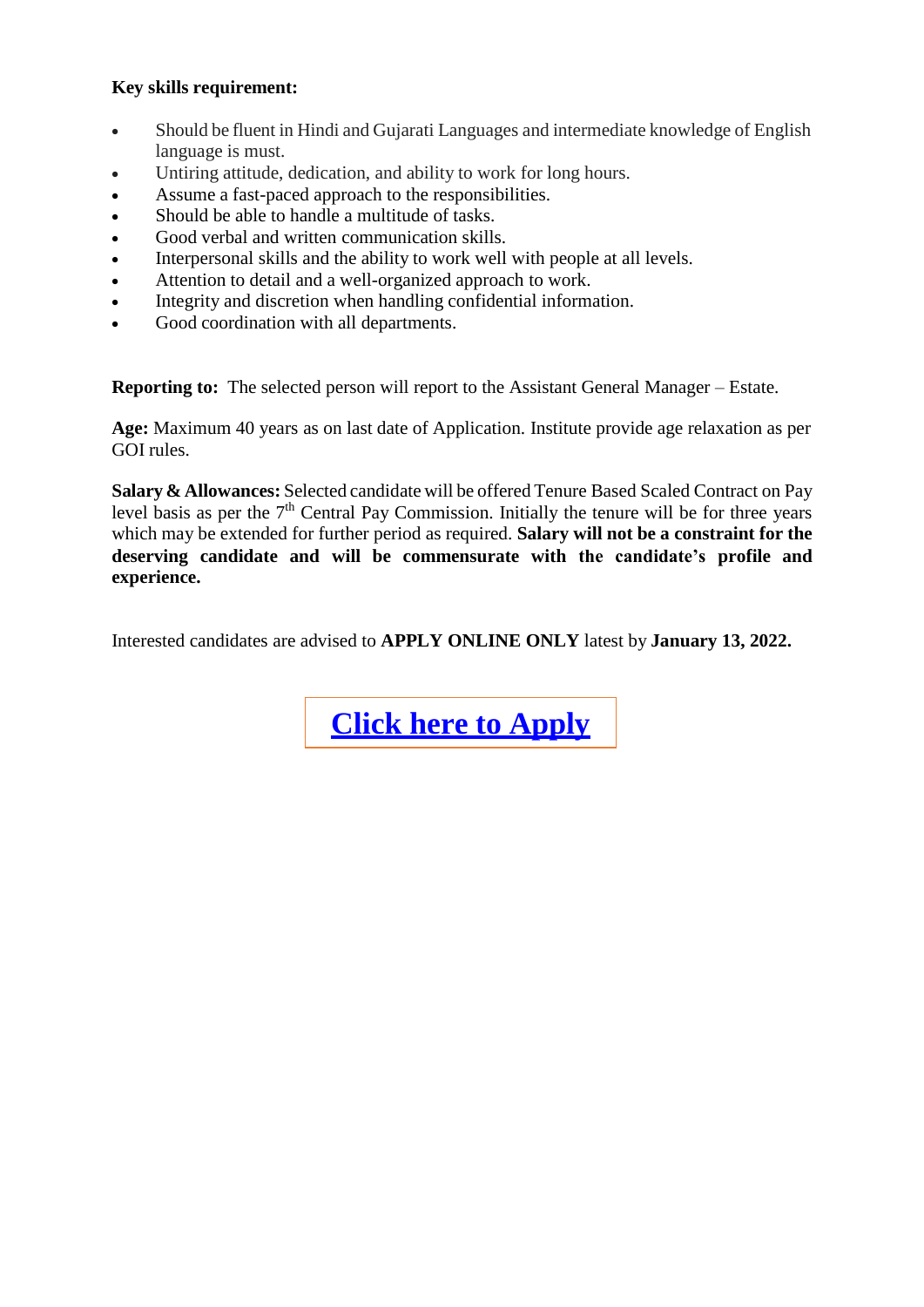**Key skills requirement:**

- Should be fluent in Hindi and Gujarati Languages and intermediate knowledge of English language is must.
- Untiring attitude, dedication, and ability to work for long hours.
- Assume a fast-paced approach to the responsibilities.
- Should be able to handle a multitude of tasks.
- Good verbal and written communication skills.
- Interpersonal skills and the ability to work well with people at all levels.
- Attention to detail and a well-organized approach to work.
- Integrity and discretion when handling confidential information.
- Good coordination with all departments.

**Reporting to:** The selected person will report to the Assistant General Manager – Estate.

**Age:** Maximum 40 years as on last date of Application. Institute provide age relaxation as per GOI rules.

**Salary & Allowances:** Selected candidate will be offered Tenure Based Scaled Contract on Pay level basis as per the 7th Central Pay Commission. Initially the tenure will be for three years which may be extended for further period as required. **Salary will not be a constraint for the deserving candidate and will be commensurate with the candidate's profile and experience.**

Interested candidates are advised to **APPLY ONLINE ONLY** latest by **January 13, 2022.**

**Click here to Apply**